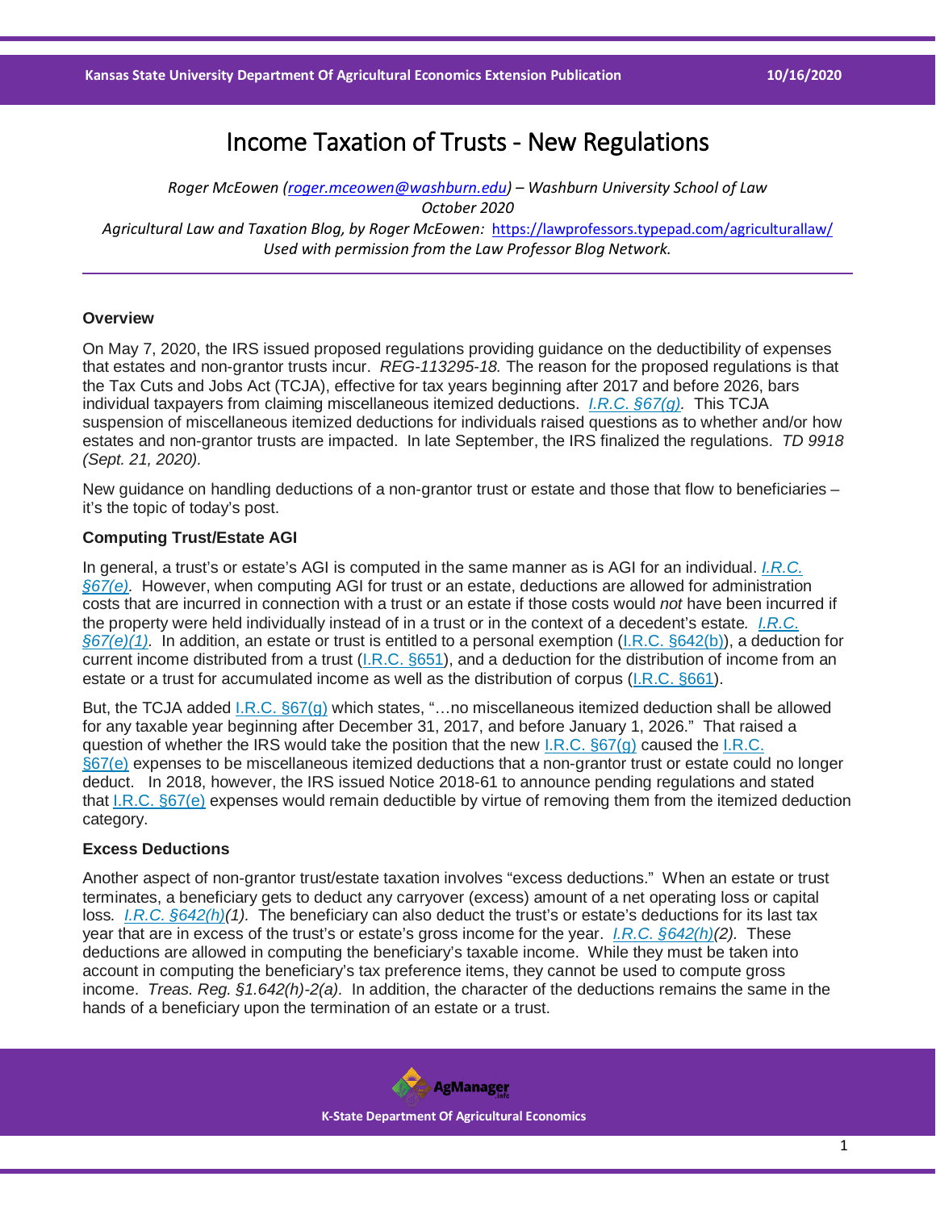# Income Taxation of Trusts - New Regulations

*Roger McEowen (roger.mceowen@washburn.edu) – Washburn University School of Law*
*October 2020*

*Agricultural Law and Taxation Blog, by Roger McEowen:* https://lawprofessors.typepad.com/agriculturallaw/
*Used with permission from the Law Professor Blog Network.*

---

### Overview

On May 7, 2020, the IRS issued proposed regulations providing guidance on the deductibility of expenses that estates and non-grantor trusts incur. *REG-113295-18.* The reason for the proposed regulations is that the Tax Cuts and Jobs Act (TCJA), effective for tax years beginning after 2017 and before 2026, bars individual taxpayers from claiming miscellaneous itemized deductions. *I.R.C. §67(g).* This TCJA suspension of miscellaneous itemized deductions for individuals raised questions as to whether and/or how estates and non-grantor trusts are impacted. In late September, the IRS finalized the regulations. *TD 9918 (Sept. 21, 2020).*

New guidance on handling deductions of a non-grantor trust or estate and those that flow to beneficiaries – it's the topic of today's post.

### Computing Trust/Estate AGI

In general, a trust's or estate's AGI is computed in the same manner as is AGI for an individual. *I.R.C. §67(e).* However, when computing AGI for trust or an estate, deductions are allowed for administration costs that are incurred in connection with a trust or an estate if those costs would *not* have been incurred if the property were held individually instead of in a trust or in the context of a decedent's estate. *I.R.C. §67(e)(1).* In addition, an estate or trust is entitled to a personal exemption (I.R.C. §642(b)), a deduction for current income distributed from a trust (I.R.C. §651), and a deduction for the distribution of income from an estate or a trust for accumulated income as well as the distribution of corpus (I.R.C. §661).

But, the TCJA added I.R.C. §67(g) which states, "…no miscellaneous itemized deduction shall be allowed for any taxable year beginning after December 31, 2017, and before January 1, 2026." That raised a question of whether the IRS would take the position that the new I.R.C. §67(g) caused the I.R.C. §67(e) expenses to be miscellaneous itemized deductions that a non-grantor trust or estate could no longer deduct. In 2018, however, the IRS issued Notice 2018-61 to announce pending regulations and stated that I.R.C. §67(e) expenses would remain deductible by virtue of removing them from the itemized deduction category.

### Excess Deductions

Another aspect of non-grantor trust/estate taxation involves "excess deductions." When an estate or trust terminates, a beneficiary gets to deduct any carryover (excess) amount of a net operating loss or capital loss. *I.R.C. §642(h)(1).* The beneficiary can also deduct the trust's or estate's deductions for its last tax year that are in excess of the trust's or estate's gross income for the year. *I.R.C. §642(h)(2).* These deductions are allowed in computing the beneficiary's taxable income. While they must be taken into account in computing the beneficiary's tax preference items, they cannot be used to compute gross income. *Treas. Reg. §1.642(h)-2(a).* In addition, the character of the deductions remains the same in the hands of a beneficiary upon the termination of an estate or a trust.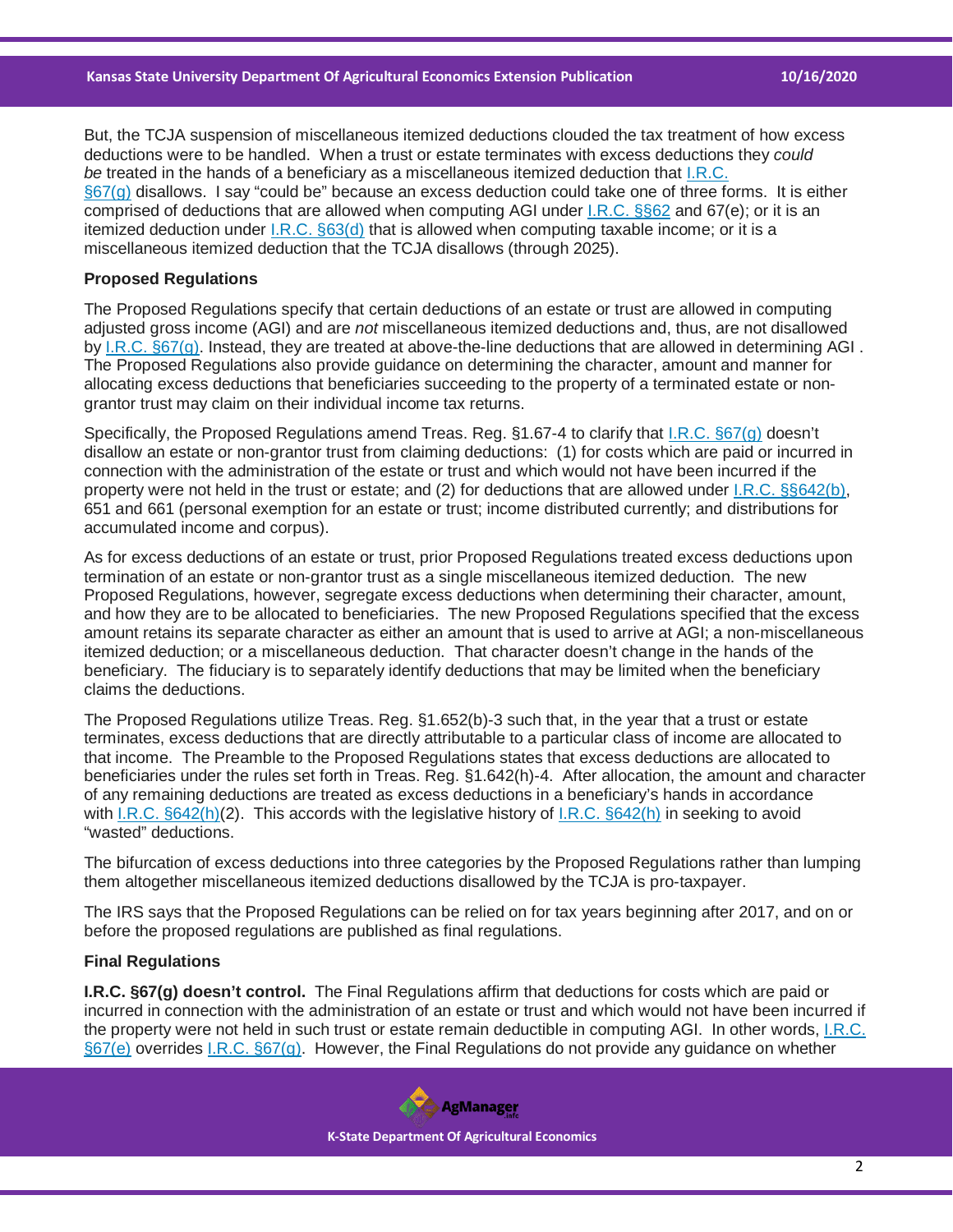But, the TCJA suspension of miscellaneous itemized deductions clouded the tax treatment of how excess deductions were to be handled. When a trust or estate terminates with excess deductions they *could be* treated in the hands of a beneficiary as a miscellaneous itemized deduction that I.R.C. §67(g) disallows. I say "could be" because an excess deduction could take one of three forms. It is either comprised of deductions that are allowed when computing AGI under I.R.C. §§62 and 67(e); or it is an itemized deduction under I.R.C. §63(d) that is allowed when computing taxable income; or it is a miscellaneous itemized deduction that the TCJA disallows (through 2025).

**Proposed Regulations**

The Proposed Regulations specify that certain deductions of an estate or trust are allowed in computing adjusted gross income (AGI) and are *not* miscellaneous itemized deductions and, thus, are not disallowed by I.R.C. §67(g). Instead, they are treated at above-the-line deductions that are allowed in determining AGI . The Proposed Regulations also provide guidance on determining the character, amount and manner for allocating excess deductions that beneficiaries succeeding to the property of a terminated estate or non-grantor trust may claim on their individual income tax returns.

Specifically, the Proposed Regulations amend Treas. Reg. §1.67-4 to clarify that I.R.C. §67(g) doesn't disallow an estate or non-grantor trust from claiming deductions: (1) for costs which are paid or incurred in connection with the administration of the estate or trust and which would not have been incurred if the property were not held in the trust or estate; and (2) for deductions that are allowed under I.R.C. §§642(b), 651 and 661 (personal exemption for an estate or trust; income distributed currently; and distributions for accumulated income and corpus).

As for excess deductions of an estate or trust, prior Proposed Regulations treated excess deductions upon termination of an estate or non-grantor trust as a single miscellaneous itemized deduction. The new Proposed Regulations, however, segregate excess deductions when determining their character, amount, and how they are to be allocated to beneficiaries. The new Proposed Regulations specified that the excess amount retains its separate character as either an amount that is used to arrive at AGI; a non-miscellaneous itemized deduction; or a miscellaneous deduction. That character doesn't change in the hands of the beneficiary. The fiduciary is to separately identify deductions that may be limited when the beneficiary claims the deductions.

The Proposed Regulations utilize Treas. Reg. §1.652(b)-3 such that, in the year that a trust or estate terminates, excess deductions that are directly attributable to a particular class of income are allocated to that income. The Preamble to the Proposed Regulations states that excess deductions are allocated to beneficiaries under the rules set forth in Treas. Reg. §1.642(h)-4. After allocation, the amount and character of any remaining deductions are treated as excess deductions in a beneficiary's hands in accordance with I.R.C. §642(h)(2). This accords with the legislative history of I.R.C. §642(h) in seeking to avoid "wasted" deductions.

The bifurcation of excess deductions into three categories by the Proposed Regulations rather than lumping them altogether miscellaneous itemized deductions disallowed by the TCJA is pro-taxpayer.

The IRS says that the Proposed Regulations can be relied on for tax years beginning after 2017, and on or before the proposed regulations are published as final regulations.

**Final Regulations**

**I.R.C. §67(g) doesn't control.** The Final Regulations affirm that deductions for costs which are paid or incurred in connection with the administration of an estate or trust and which would not have been incurred if the property were not held in such trust or estate remain deductible in computing AGI. In other words, I.R.C. §67(e) overrides I.R.C. §67(g). However, the Final Regulations do not provide any guidance on whether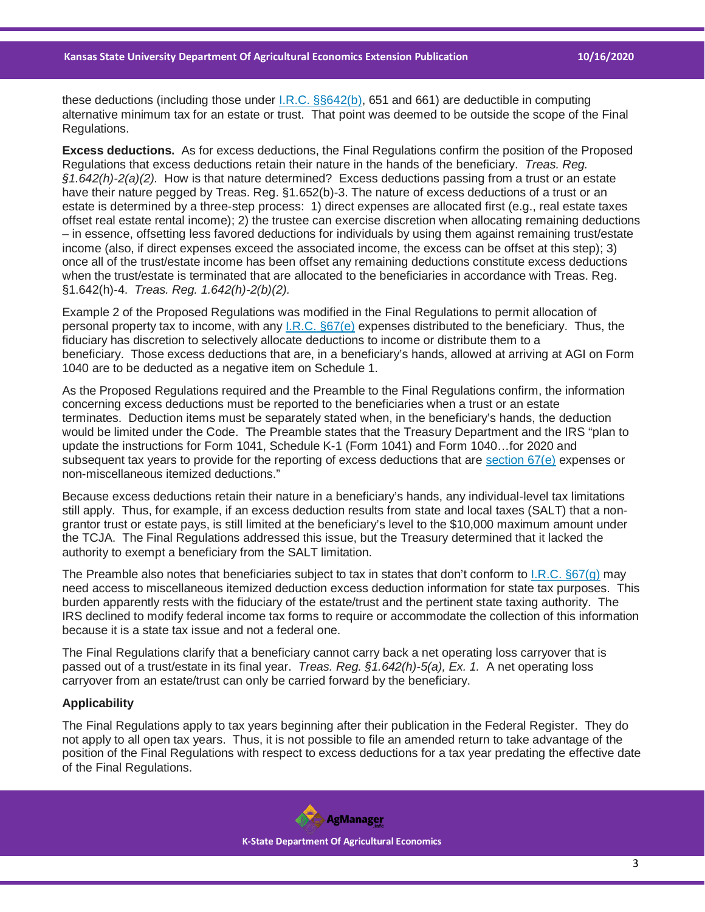these deductions (including those under I.R.C. §§642(b), 651 and 661) are deductible in computing alternative minimum tax for an estate or trust. That point was deemed to be outside the scope of the Final Regulations.

**Excess deductions.** As for excess deductions, the Final Regulations confirm the position of the Proposed Regulations that excess deductions retain their nature in the hands of the beneficiary. *Treas. Reg. §1.642(h)-2(a)(2).* How is that nature determined? Excess deductions passing from a trust or an estate have their nature pegged by Treas. Reg. §1.652(b)-3. The nature of excess deductions of a trust or an estate is determined by a three-step process: 1) direct expenses are allocated first (e.g., real estate taxes offset real estate rental income); 2) the trustee can exercise discretion when allocating remaining deductions – in essence, offsetting less favored deductions for individuals by using them against remaining trust/estate income (also, if direct expenses exceed the associated income, the excess can be offset at this step); 3) once all of the trust/estate income has been offset any remaining deductions constitute excess deductions when the trust/estate is terminated that are allocated to the beneficiaries in accordance with Treas. Reg. §1.642(h)-4. *Treas. Reg. 1.642(h)-2(b)(2).*

Example 2 of the Proposed Regulations was modified in the Final Regulations to permit allocation of personal property tax to income, with any I.R.C. §67(e) expenses distributed to the beneficiary. Thus, the fiduciary has discretion to selectively allocate deductions to income or distribute them to a beneficiary. Those excess deductions that are, in a beneficiary's hands, allowed at arriving at AGI on Form 1040 are to be deducted as a negative item on Schedule 1.

As the Proposed Regulations required and the Preamble to the Final Regulations confirm, the information concerning excess deductions must be reported to the beneficiaries when a trust or an estate terminates. Deduction items must be separately stated when, in the beneficiary's hands, the deduction would be limited under the Code. The Preamble states that the Treasury Department and the IRS "plan to update the instructions for Form 1041, Schedule K-1 (Form 1041) and Form 1040…for 2020 and subsequent tax years to provide for the reporting of excess deductions that are section 67(e) expenses or non-miscellaneous itemized deductions."

Because excess deductions retain their nature in a beneficiary's hands, any individual-level tax limitations still apply. Thus, for example, if an excess deduction results from state and local taxes (SALT) that a non-grantor trust or estate pays, is still limited at the beneficiary's level to the $10,000 maximum amount under the TCJA. The Final Regulations addressed this issue, but the Treasury determined that it lacked the authority to exempt a beneficiary from the SALT limitation.

The Preamble also notes that beneficiaries subject to tax in states that don't conform to I.R.C. §67(g) may need access to miscellaneous itemized deduction excess deduction information for state tax purposes. This burden apparently rests with the fiduciary of the estate/trust and the pertinent state taxing authority. The IRS declined to modify federal income tax forms to require or accommodate the collection of this information because it is a state tax issue and not a federal one.

The Final Regulations clarify that a beneficiary cannot carry back a net operating loss carryover that is passed out of a trust/estate in its final year. *Treas. Reg. §1.642(h)-5(a), Ex. 1.* A net operating loss carryover from an estate/trust can only be carried forward by the beneficiary.

**Applicability**

The Final Regulations apply to tax years beginning after their publication in the Federal Register. They do not apply to all open tax years. Thus, it is not possible to file an amended return to take advantage of the position of the Final Regulations with respect to excess deductions for a tax year predating the effective date of the Final Regulations.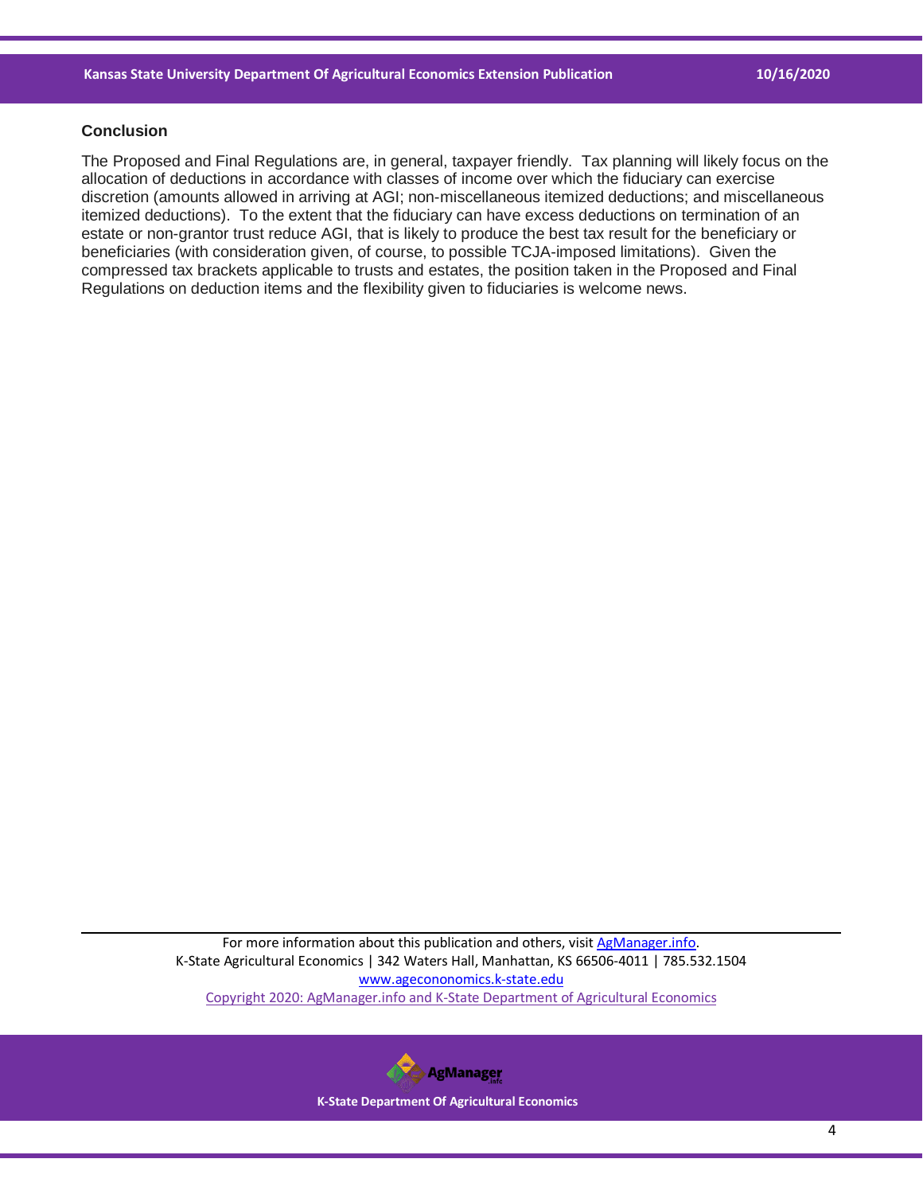## Conclusion

The Proposed and Final Regulations are, in general, taxpayer friendly. Tax planning will likely focus on the allocation of deductions in accordance with classes of income over which the fiduciary can exercise discretion (amounts allowed in arriving at AGI; non-miscellaneous itemized deductions; and miscellaneous itemized deductions). To the extent that the fiduciary can have excess deductions on termination of an estate or non-grantor trust reduce AGI, that is likely to produce the best tax result for the beneficiary or beneficiaries (with consideration given, of course, to possible TCJA-imposed limitations). Given the compressed tax brackets applicable to trusts and estates, the position taken in the Proposed and Final Regulations on deduction items and the flexibility given to fiduciaries is welcome news.